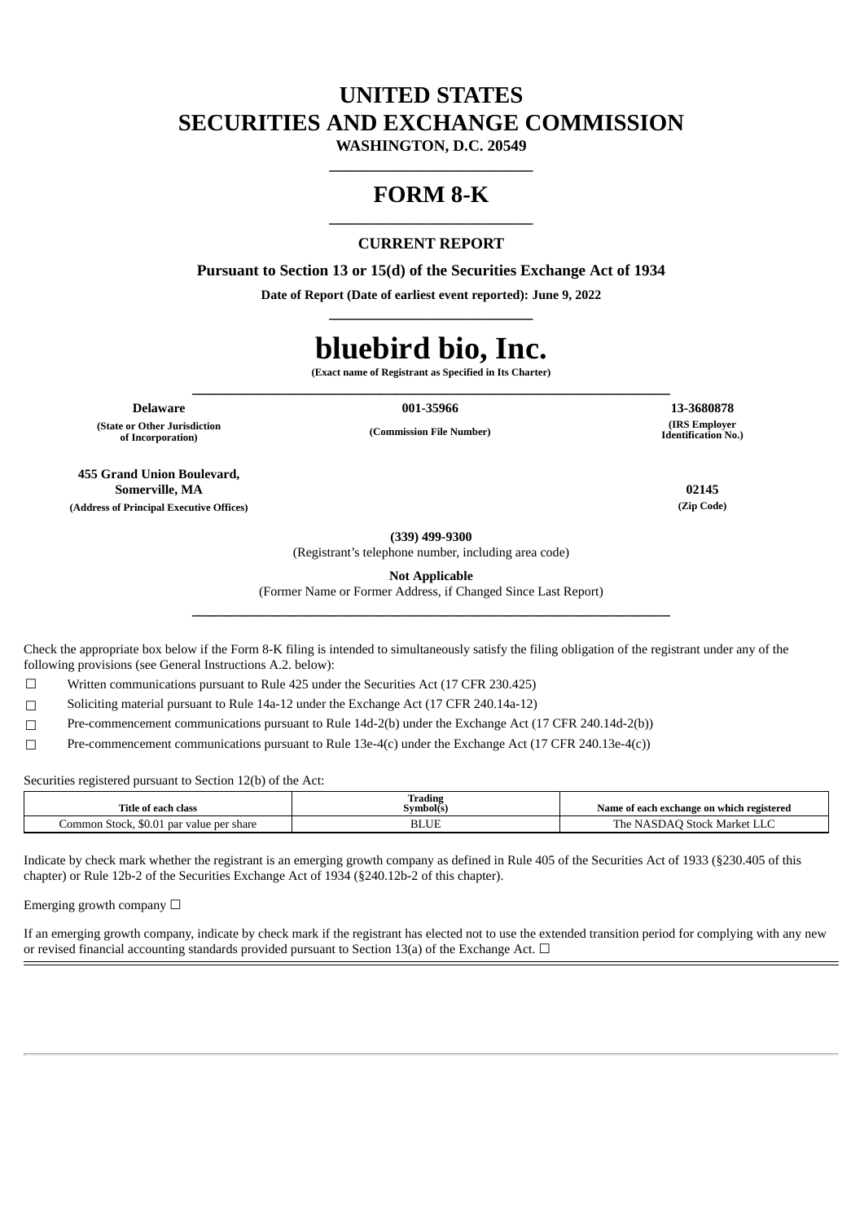# UNITED STATES
# SECURITIES AND EXCHANGE COMMISSION

**WASHINGTON, D.C. 20549**

# FORM 8-K

**CURRENT REPORT**

**Pursuant to Section 13 or 15(d) of the Securities Exchange Act of 1934**

**Date of Report (Date of earliest event reported): June 9, 2022**

# bluebird bio, Inc.

**(Exact name of Registrant as Specified in Its Charter)**

| Delaware | 001-35966 | 13-3680878 |
|---|---|---|
| (State or Other Jurisdiction of Incorporation) | (Commission File Number) | (IRS Employer Identification No.) |

| 455 Grand Union Boulevard, Somerville, MA | 02145 |
|---|---|
| (Address of Principal Executive Offices) | (Zip Code) |

**(339) 499-9300**
(Registrant's telephone number, including area code)

**Not Applicable**
(Former Name or Former Address, if Changed Since Last Report)

Check the appropriate box below if the Form 8-K filing is intended to simultaneously satisfy the filing obligation of the registrant under any of the following provisions (see General Instructions A.2. below):

☐ Written communications pursuant to Rule 425 under the Securities Act (17 CFR 230.425)

☐ Soliciting material pursuant to Rule 14a-12 under the Exchange Act (17 CFR 240.14a-12)

☐ Pre-commencement communications pursuant to Rule 14d-2(b) under the Exchange Act (17 CFR 240.14d-2(b))

☐ Pre-commencement communications pursuant to Rule 13e-4(c) under the Exchange Act (17 CFR 240.13e-4(c))

Securities registered pursuant to Section 12(b) of the Act:

| Title of each class | Trading Symbol(s) | Name of each exchange on which registered |
|---|---|---|
| Common Stock, $0.01 par value per share | BLUE | The NASDAQ Stock Market LLC |

Indicate by check mark whether the registrant is an emerging growth company as defined in Rule 405 of the Securities Act of 1933 (§230.405 of this chapter) or Rule 12b-2 of the Securities Exchange Act of 1934 (§240.12b-2 of this chapter).

Emerging growth company ☐

If an emerging growth company, indicate by check mark if the registrant has elected not to use the extended transition period for complying with any new or revised financial accounting standards provided pursuant to Section 13(a) of the Exchange Act. ☐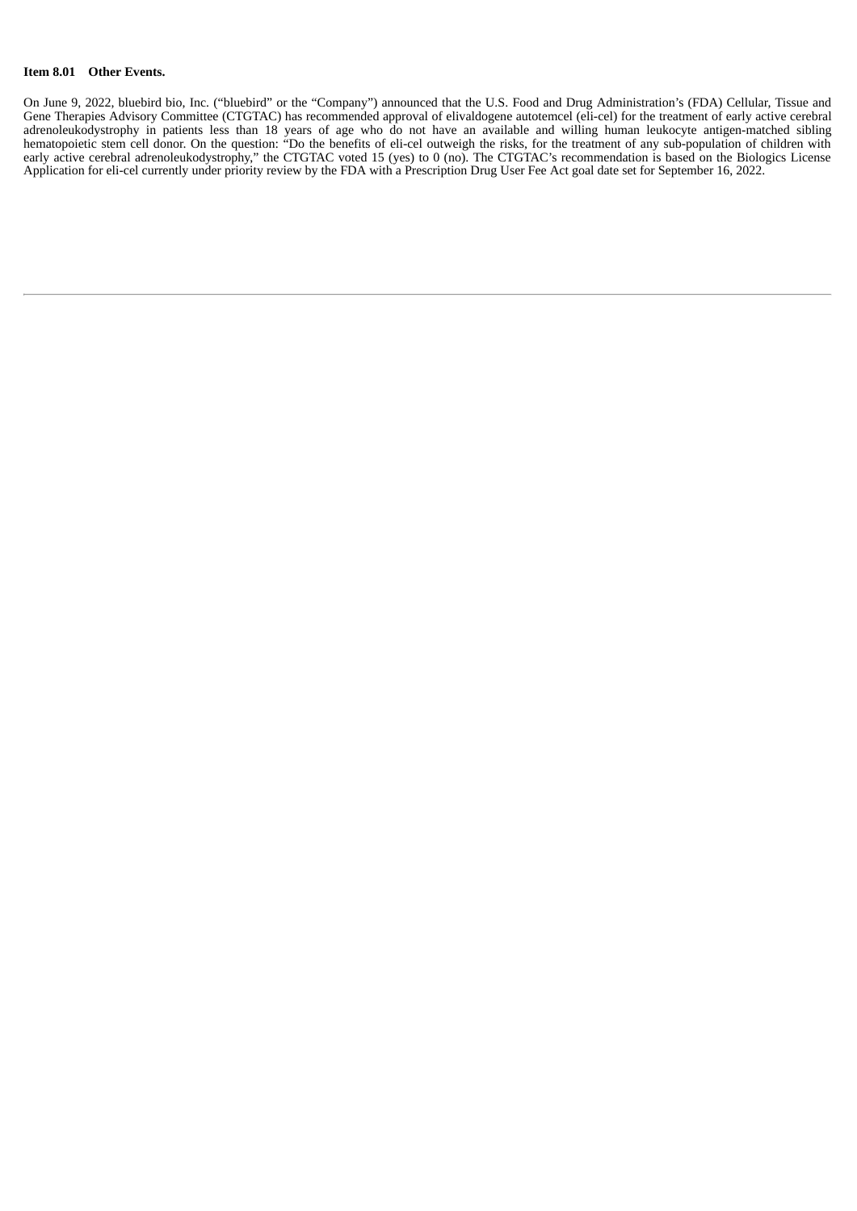**Item 8.01 Other Events.**

On June 9, 2022, bluebird bio, Inc. ("bluebird" or the "Company") announced that the U.S. Food and Drug Administration's (FDA) Cellular, Tissue and Gene Therapies Advisory Committee (CTGTAC) has recommended approval of elivaldogene autotemcel (eli-cel) for the treatment of early active cerebral adrenoleukodystrophy in patients less than 18 years of age who do not have an available and willing human leukocyte antigen-matched sibling hematopoietic stem cell donor. On the question: "Do the benefits of eli-cel outweigh the risks, for the treatment of any sub-population of children with early active cerebral adrenoleukodystrophy," the CTGTAC voted 15 (yes) to 0 (no). The CTGTAC's recommendation is based on the Biologics License Application for eli-cel currently under priority review by the FDA with a Prescription Drug User Fee Act goal date set for September 16, 2022.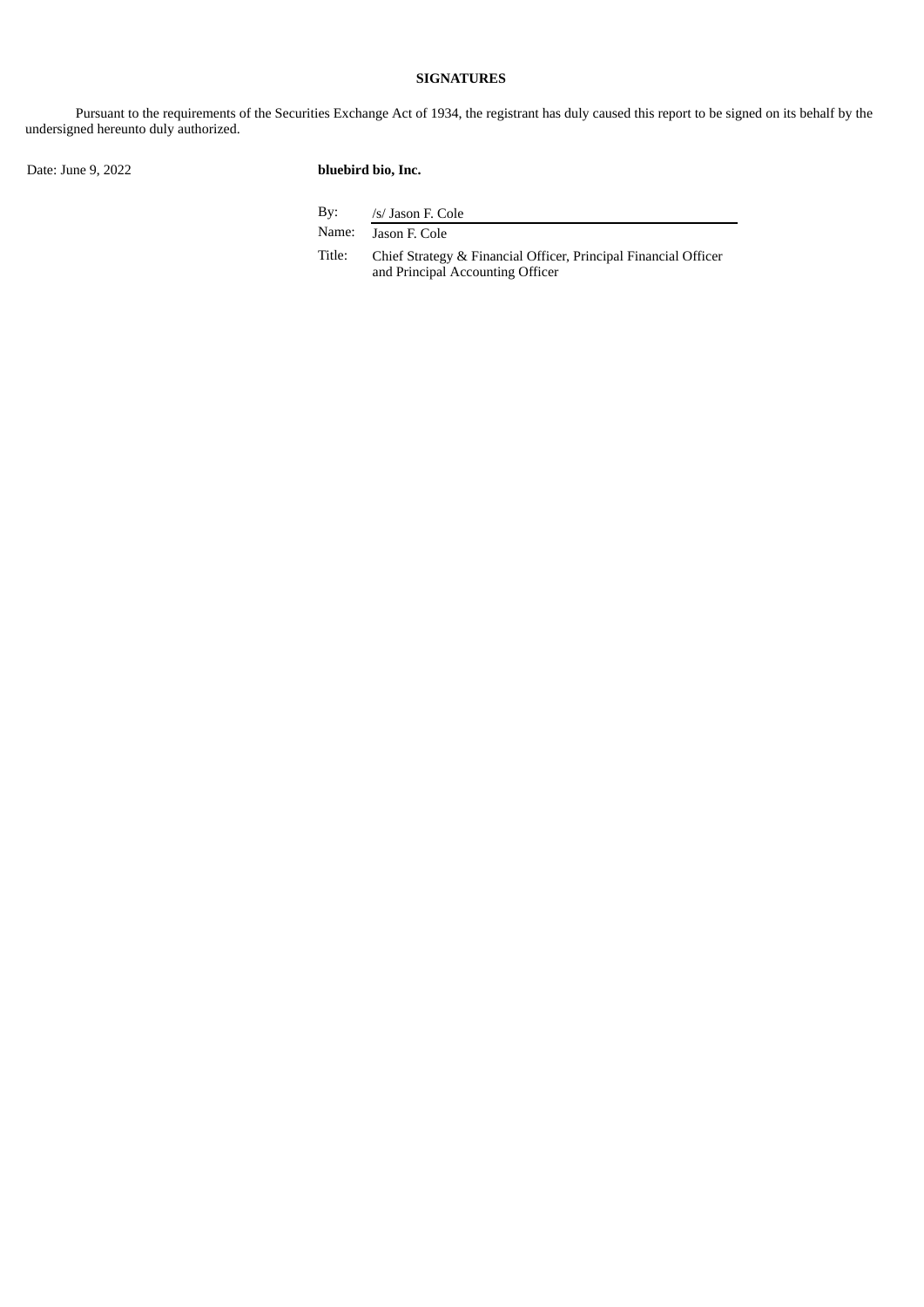**SIGNATURES**

Pursuant to the requirements of the Securities Exchange Act of 1934, the registrant has duly caused this report to be signed on its behalf by the undersigned hereunto duly authorized.

| | | |
|---|---|---|
| Date: June 9, 2022 | **bluebird bio, Inc.** | |
| | By: | /s/ Jason F. Cole |
| | Name: | Jason F. Cole |
| | Title: | Chief Strategy & Financial Officer, Principal Financial Officer and Principal Accounting Officer |